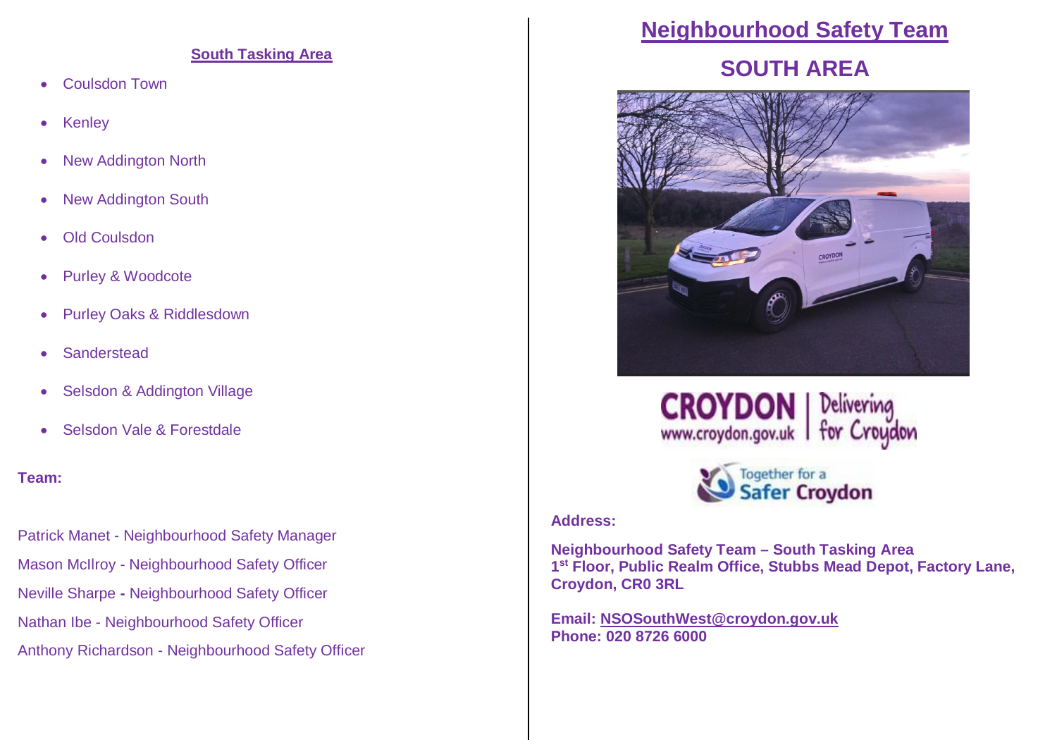## South Tasking Area

- Coulsdon Town
- Kenley
- New Addington North
- New Addington South
- Old Coulsdon
- Purley & Woodcote
- Purley Oaks & Riddlesdown
- Sanderstead
- Selsdon & Addington Village
- Selsdon Vale & Forestdale

**Team:**

Patrick Manet - Neighbourhood Safety Manager

Mason McIlroy - Neighbourhood Safety Officer

Neville Sharpe **-** Neighbourhood Safety Officer

Nathan Ibe - Neighbourhood Safety Officer

Anthony Richardson - Neighbourhood Safety Officer

# Neighbourhood Safety Team

## SOUTH AREA

CROYDON www.croydon.gov.uk | Delivering for Croydon

Together for a Safer Croydon

**Address:**

**Neighbourhood Safety Team – South Tasking Area**
**1st Floor, Public Realm Office, Stubbs Mead Depot, Factory Lane, Croydon, CR0 3RL**

**Email: NSOSouthWest@croydon.gov.uk**
**Phone: 020 8726 6000**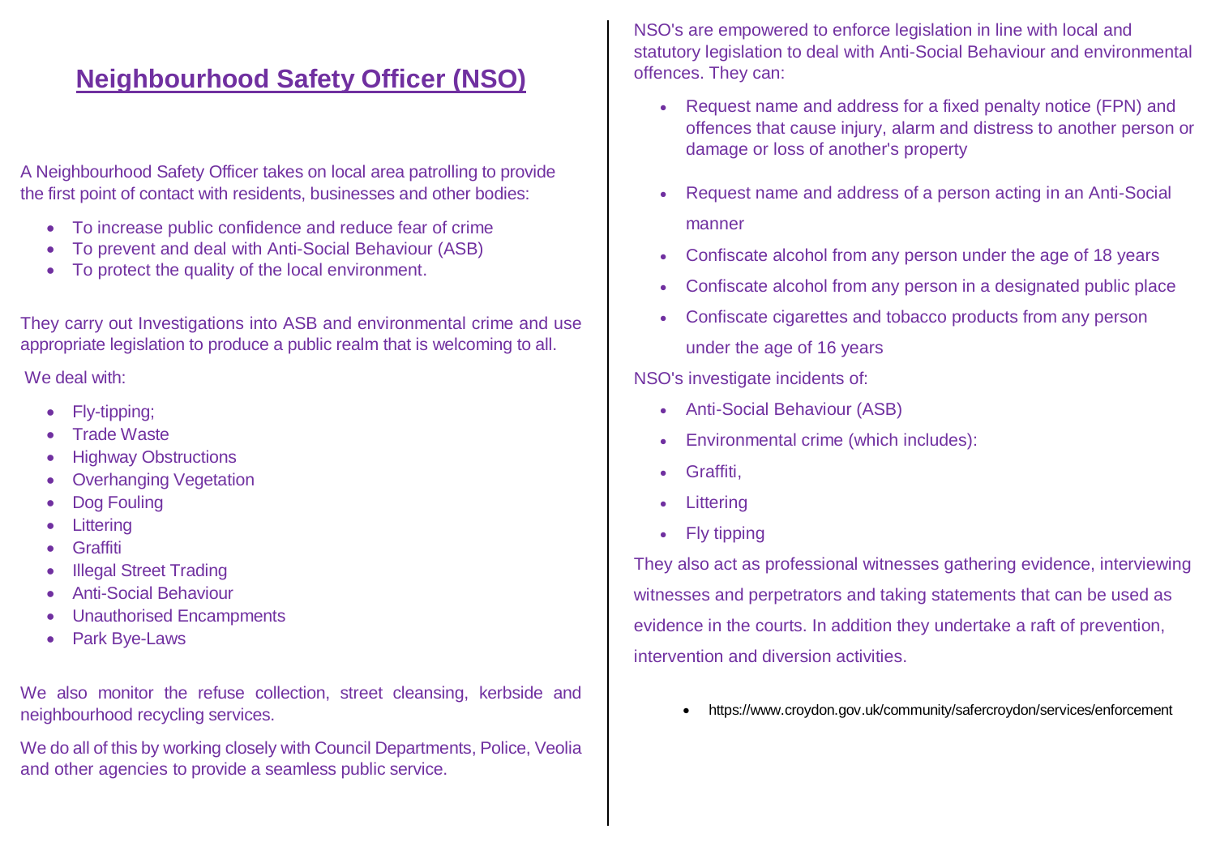## Neighbourhood Safety Officer (NSO)

A Neighbourhood Safety Officer takes on local area patrolling to provide the first point of contact with residents, businesses and other bodies:

- To increase public confidence and reduce fear of crime
- To prevent and deal with Anti-Social Behaviour (ASB)
- To protect the quality of the local environment.

They carry out Investigations into ASB and environmental crime and use appropriate legislation to produce a public realm that is welcoming to all.

We deal with:

- Fly-tipping;
- Trade Waste
- Highway Obstructions
- Overhanging Vegetation
- Dog Fouling
- Littering
- Graffiti
- Illegal Street Trading
- Anti-Social Behaviour
- Unauthorised Encampments
- Park Bye-Laws

We also monitor the refuse collection, street cleansing, kerbside and neighbourhood recycling services.

We do all of this by working closely with Council Departments, Police, Veolia and other agencies to provide a seamless public service.

NSO's are empowered to enforce legislation in line with local and statutory legislation to deal with Anti-Social Behaviour and environmental offences. They can:

- Request name and address for a fixed penalty notice (FPN) and offences that cause injury, alarm and distress to another person or damage or loss of another's property
- Request name and address of a person acting in an Anti-Social manner
- Confiscate alcohol from any person under the age of 18 years
- Confiscate alcohol from any person in a designated public place
- Confiscate cigarettes and tobacco products from any person under the age of 16 years

NSO's investigate incidents of:

- Anti-Social Behaviour (ASB)
- Environmental crime (which includes):
- Graffiti,
- Littering
- Fly tipping

They also act as professional witnesses gathering evidence, interviewing witnesses and perpetrators and taking statements that can be used as evidence in the courts. In addition they undertake a raft of prevention, intervention and diversion activities.

- https://www.croydon.gov.uk/community/safercroydon/services/enforcement